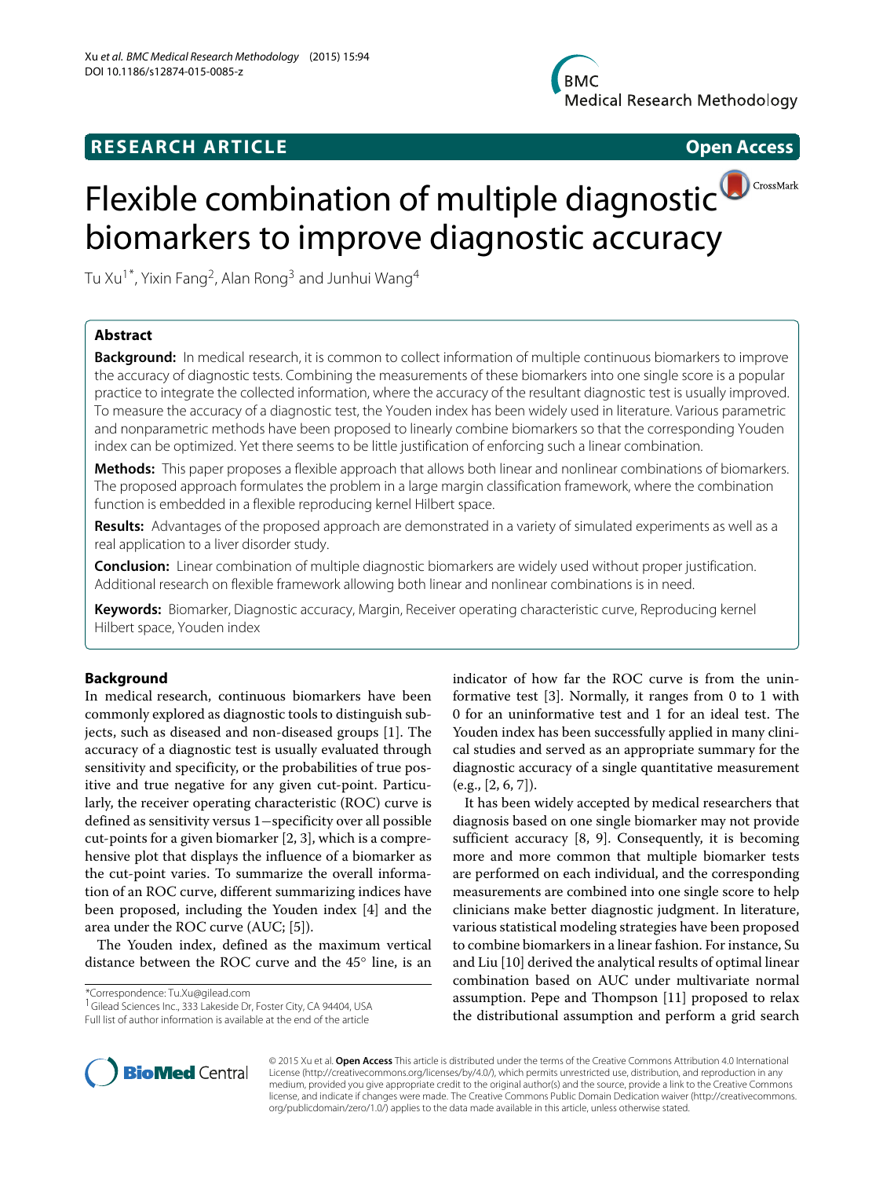# Flexible combination of multiple diagnostic biomarkers to improve diagnostic accuracy

Tu Xu[1*], Yixin Fang[2], Alan Rong[3] and Junhui Wang[4]

## Abstract

**Background:** In medical research, it is common to collect information of multiple continuous biomarkers to improve the accuracy of diagnostic tests. Combining the measurements of these biomarkers into one single score is a popular practice to integrate the collected information, where the accuracy of the resultant diagnostic test is usually improved. To measure the accuracy of a diagnostic test, the Youden index has been widely used in literature. Various parametric and nonparametric methods have been proposed to linearly combine biomarkers so that the corresponding Youden index can be optimized. Yet there seems to be little justification of enforcing such a linear combination.

**Methods:** This paper proposes a flexible approach that allows both linear and nonlinear combinations of biomarkers. The proposed approach formulates the problem in a large margin classification framework, where the combination function is embedded in a flexible reproducing kernel Hilbert space.

**Results:** Advantages of the proposed approach are demonstrated in a variety of simulated experiments as well as a real application to a liver disorder study.

**Conclusion:** Linear combination of multiple diagnostic biomarkers are widely used without proper justification. Additional research on flexible framework allowing both linear and nonlinear combinations is in need.

**Keywords:** Biomarker, Diagnostic accuracy, Margin, Receiver operating characteristic curve, Reproducing kernel Hilbert space, Youden index

## Background

In medical research, continuous biomarkers have been commonly explored as diagnostic tools to distinguish subjects, such as diseased and non-diseased groups [1]. The accuracy of a diagnostic test is usually evaluated through sensitivity and specificity, or the probabilities of true positive and true negative for any given cut-point. Particularly, the receiver operating characteristic (ROC) curve is defined as sensitivity versus 1−specificity over all possible cut-points for a given biomarker [2, 3], which is a comprehensive plot that displays the influence of a biomarker as the cut-point varies. To summarize the overall information of an ROC curve, different summarizing indices have been proposed, including the Youden index [4] and the area under the ROC curve (AUC; [5]).

The Youden index, defined as the maximum vertical distance between the ROC curve and the 45° line, is an indicator of how far the ROC curve is from the uninformative test [3]. Normally, it ranges from 0 to 1 with 0 for an uninformative test and 1 for an ideal test. The Youden index has been successfully applied in many clinical studies and served as an appropriate summary for the diagnostic accuracy of a single quantitative measurement (e.g., [2, 6, 7]).

It has been widely accepted by medical researchers that diagnosis based on one single biomarker may not provide sufficient accuracy [8, 9]. Consequently, it is becoming more and more common that multiple biomarker tests are performed on each individual, and the corresponding measurements are combined into one single score to help clinicians make better diagnostic judgment. In literature, various statistical modeling strategies have been proposed to combine biomarkers in a linear fashion. For instance, Su and Liu [10] derived the analytical results of optimal linear combination based on AUC under multivariate normal assumption. Pepe and Thompson [11] proposed to relax the distributional assumption and perform a grid search

*Correspondence: Tu.Xu@gilead.com
[1] Gilead Sciences Inc., 333 Lakeside Dr, Foster City, CA 94404, USA
Full list of author information is available at the end of the article

© 2015 Xu et al. **Open Access** This article is distributed under the terms of the Creative Commons Attribution 4.0 International License (http://creativecommons.org/licenses/by/4.0/), which permits unrestricted use, distribution, and reproduction in any medium, provided you give appropriate credit to the original author(s) and the source, provide a link to the Creative Commons license, and indicate if changes were made. The Creative Commons Public Domain Dedication waiver (http://creativecommons.org/publicdomain/zero/1.0/) applies to the data made available in this article, unless otherwise stated.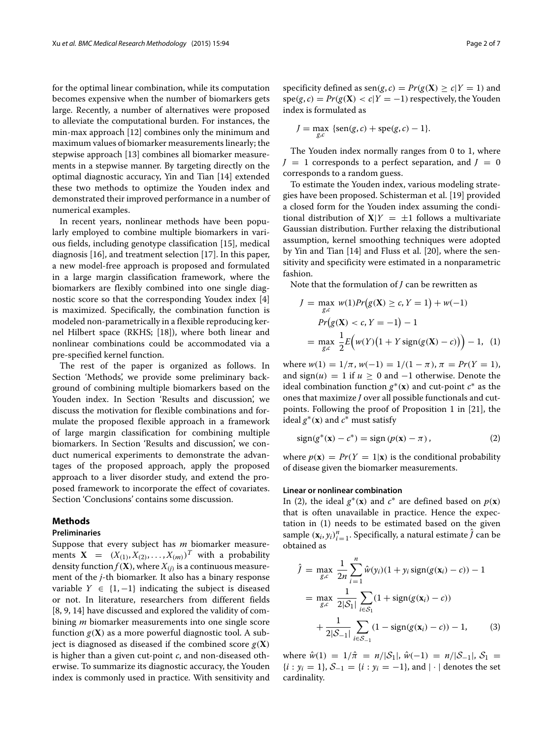for the optimal linear combination, while its computation becomes expensive when the number of biomarkers gets large. Recently, a number of alternatives were proposed to alleviate the computational burden. For instances, the min-max approach [12] combines only the minimum and maximum values of biomarker measurements linearly; the stepwise approach [13] combines all biomarker measurements in a stepwise manner. By targeting directly on the optimal diagnostic accuracy, Yin and Tian [14] extended these two methods to optimize the Youden index and demonstrated their improved performance in a number of numerical examples.

In recent years, nonlinear methods have been popularly employed to combine multiple biomarkers in various fields, including genotype classification [15], medical diagnosis [16], and treatment selection [17]. In this paper, a new model-free approach is proposed and formulated in a large margin classification framework, where the biomarkers are flexibly combined into one single diagnostic score so that the corresponding Youdex index [4] is maximized. Specifically, the combination function is modeled non-parametrically in a flexible reproducing kernel Hilbert space (RKHS; [18]), where both linear and nonlinear combinations could be accommodated via a pre-specified kernel function.

The rest of the paper is organized as follows. In Section 'Methods', we provide some preliminary background of combining multiple biomarkers based on the Youden index. In Section 'Results and discussion', we discuss the motivation for flexible combinations and formulate the proposed flexible approach in a framework of large margin classification for combining multiple biomarkers. In Section 'Results and discussion', we conduct numerical experiments to demonstrate the advantages of the proposed approach, apply the proposed approach to a liver disorder study, and extend the proposed framework to incorporate the effect of covariates. Section 'Conclusions' contains some discussion.

## Methods

### Preliminaries

Suppose that every subject has $m$ biomarker measurements $\mathbf{X} = (X_{(1)}, X_{(2)}, \ldots, X_{(m)})^T$ with a probability density function $f(\mathbf{X})$, where $X_{(j)}$ is a continuous measurement of the $j$-th biomarker. It also has a binary response variable $Y \in \{1, -1\}$ indicating the subject is diseased or not. In literature, researchers from different fields [8, 9, 14] have discussed and explored the validity of combining $m$ biomarker measurements into one single score function $g(\mathbf{X})$ as a more powerful diagnostic tool. A subject is diagnosed as diseased if the combined score $g(\mathbf{X})$ is higher than a given cut-point $c$, and non-diseased otherwise. To summarize its diagnostic accuracy, the Youden index is commonly used in practice. With sensitivity and specificity defined as $\text{sen}(g, c) = Pr(g(\mathbf{X}) \geq c | Y = 1)$ and $\text{spe}(g, c) = Pr(g(\mathbf{X}) < c | Y = -1)$ respectively, the Youden index is formulated as

$$J = \max_{g,c} \{\text{sen}(g, c) + \text{spe}(g, c) - 1\}.$$

The Youden index normally ranges from 0 to 1, where $J = 1$ corresponds to a perfect separation, and $J = 0$ corresponds to a random guess.

To estimate the Youden index, various modeling strategies have been proposed. Schisterman et al. [19] provided a closed form for the Youden index assuming the conditional distribution of $\mathbf{X}|Y = \pm 1$ follows a multivariate Gaussian distribution. Further relaxing the distributional assumption, kernel smoothing techniques were adopted by Yin and Tian [14] and Fluss et al. [20], where the sensitivity and specificity were estimated in a nonparametric fashion.

Note that the formulation of $J$ can be rewritten as

$$\begin{aligned} J &= \max_{g,c} \; w(1) Pr\big(g(\mathbf{X}) \geq c, Y = 1\big) + w(-1) \\ &\quad Pr\big(g(\mathbf{X}) < c, Y = -1\big) - 1 \\ &= \max_{g,c} \; \frac{1}{2} E\Big(w(Y)\big(1 + Y \,\text{sign}(g(\mathbf{X}) - c)\big)\Big) - 1, \quad (1) \end{aligned}$$

where $w(1) = 1/\pi$, $w(-1) = 1/(1 - \pi)$, $\pi = Pr(Y = 1)$, and $\text{sign}(u) = 1$ if $u \geq 0$ and $-1$ otherwise. Denote the ideal combination function $g^*(\mathbf{x})$ and cut-point $c^*$ as the ones that maximize $J$ over all possible functionals and cut-points. Following the proof of Proposition 1 in [21], the ideal $g^*(\mathbf{x})$ and $c^*$ must satisfy

$$\text{sign}(g^*(\mathbf{x}) - c^*) = \text{sign}\,(p(\mathbf{x}) - \pi)\,, \quad (2)$$

where $p(\mathbf{x}) = Pr(Y = 1|\mathbf{x})$ is the conditional probability of disease given the biomarker measurements.

### Linear or nonlinear combination

In (2), the ideal $g^*(\mathbf{x})$ and $c^*$ are defined based on $p(\mathbf{x})$ that is often unavailable in practice. Hence the expectation in (1) needs to be estimated based on the given sample $(\mathbf{x}_i, y_i)_{i=1}^n$. Specifically, a natural estimate $\hat{J}$ can be obtained as

$$\begin{aligned} \hat{J} &= \max_{g,c} \; \frac{1}{2n} \sum_{i=1}^{n} \hat{w}(y_i)(1 + y_i \,\text{sign}(g(\mathbf{x}_i) - c)) - 1 \\ &= \max_{g,c} \; \frac{1}{2|\mathcal{S}_1|} \sum_{i \in \mathcal{S}_1} (1 + \text{sign}(g(\mathbf{x}_i) - c)) \\ &\quad + \frac{1}{2|\mathcal{S}_{-1}|} \sum_{i \in \mathcal{S}_{-1}} (1 - \text{sign}(g(\mathbf{x}_i) - c)) - 1, \quad (3) \end{aligned}$$

where $\hat{w}(1) = 1/\hat{\pi} = n/|\mathcal{S}_1|$, $\hat{w}(-1) = n/|\mathcal{S}_{-1}|$, $\mathcal{S}_1 = \{i : y_i = 1\}$, $\mathcal{S}_{-1} = \{i : y_i = -1\}$, and $|\cdot|$ denotes the set cardinality.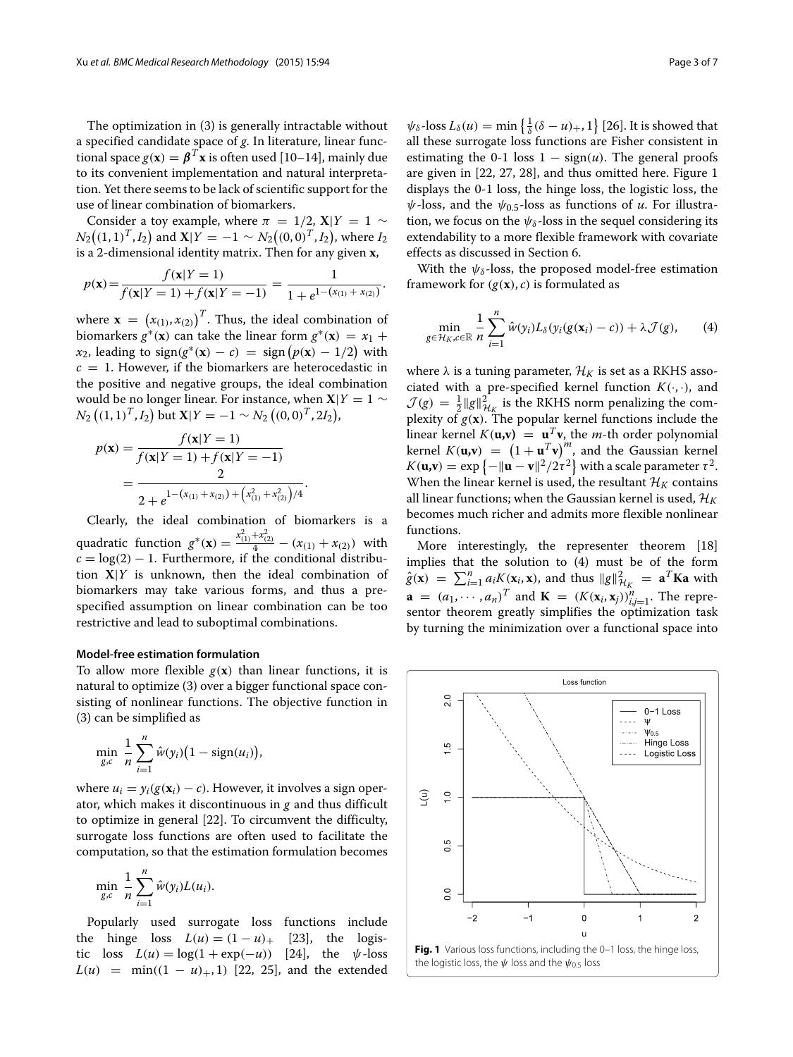The optimization in (3) is generally intractable without a specified candidate space of $g$. In literature, linear functional space $g(\mathbf{x}) = \boldsymbol{\beta}^T\mathbf{x}$ is often used [10–14], mainly due to its convenient implementation and natural interpretation. Yet there seems to be lack of scientific support for the use of linear combination of biomarkers.

Consider a toy example, where $\pi = 1/2$, $\mathbf{X}|Y = 1 \sim N_2\big((1,1)^T, I_2\big)$ and $\mathbf{X}|Y = -1 \sim N_2\big((0,0)^T, I_2\big)$, where $I_2$ is a 2-dimensional identity matrix. Then for any given $\mathbf{x}$,

$$p(\mathbf{x}) = \frac{f(\mathbf{x}|Y=1)}{f(\mathbf{x}|Y=1) + f(\mathbf{x}|Y=-1)} = \frac{1}{1 + e^{1-(x_{(1)}+x_{(2)})}}.$$

where $\mathbf{x} = \big(x_{(1)}, x_{(2)}\big)^T$. Thus, the ideal combination of biomarkers $g^*(\mathbf{x})$ can take the linear form $g^*(\mathbf{x}) = x_1 + x_2$, leading to $\text{sign}(g^*(\mathbf{x}) - c) = \text{sign}\big(p(\mathbf{x}) - 1/2\big)$ with $c = 1$. However, if the biomarkers are heterocedastic in the positive and negative groups, the ideal combination would be no longer linear. For instance, when $\mathbf{X}|Y = 1 \sim N_2\big((1,1)^T, I_2\big)$ but $\mathbf{X}|Y = -1 \sim N_2\big((0,0)^T, 2I_2\big)$,

$$p(\mathbf{x}) = \frac{f(\mathbf{x}|Y=1)}{f(\mathbf{x}|Y=1) + f(\mathbf{x}|Y=-1)} = \frac{2}{2 + e^{1-(x_{(1)}+x_{(2)}) + \left(x_{(1)}^2 + x_{(2)}^2\right)/4}}.$$

Clearly, the ideal combination of biomarkers is a quadratic function $g^*(\mathbf{x}) = \frac{x_{(1)}^2 + x_{(2)}^2}{4} - (x_{(1)} + x_{(2)})$ with $c = \log(2) - 1$. Furthermore, if the conditional distribution $\mathbf{X}|Y$ is unknown, then the ideal combination of biomarkers may take various forms, and thus a pre-specified assumption on linear combination can be too restrictive and lead to suboptimal combinations.

#### Model-free estimation formulation

To allow more flexible $g(\mathbf{x})$ than linear functions, it is natural to optimize (3) over a bigger functional space consisting of nonlinear functions. The objective function in (3) can be simplified as

$$\min_{g,c} \frac{1}{n}\sum_{i=1}^{n} \hat{w}(y_i)\big(1 - \text{sign}(u_i)\big),$$

where $u_i = y_i(g(\mathbf{x}_i) - c)$. However, it involves a sign operator, which makes it discontinuous in $g$ and thus difficult to optimize in general [22]. To circumvent the difficulty, surrogate loss functions are often used to facilitate the computation, so that the estimation formulation becomes

$$\min_{g,c} \frac{1}{n}\sum_{i=1}^{n} \hat{w}(y_i)L(u_i).$$

Popularly used surrogate loss functions include the hinge loss $L(u) = (1-u)_+$ [23], the logistic loss $L(u) = \log(1 + \exp(-u))$ [24], the $\psi$-loss $L(u) = \min((1-u)_+, 1)$ [22, 25], and the extended $\psi_\delta$-loss $L_\delta(u) = \min\left\{\frac{1}{\delta}(\delta - u)_+, 1\right\}$ [26]. It is showed that all these surrogate loss functions are Fisher consistent in estimating the 0-1 loss $1 - \text{sign}(u)$. The general proofs are given in [22, 27, 28], and thus omitted here. Figure 1 displays the 0-1 loss, the hinge loss, the logistic loss, the $\psi$-loss, and the $\psi_{0.5}$-loss as functions of $u$. For illustration, we focus on the $\psi_\delta$-loss in the sequel considering its extendability to a more flexible framework with covariate effects as discussed in Section 6.

With the $\psi_\delta$-loss, the proposed model-free estimation framework for $(g(\mathbf{x}), c)$ is formulated as

$$\min_{g\in\mathcal{H}_K, c\in\mathbb{R}} \frac{1}{n}\sum_{i=1}^{n} \hat{w}(y_i)L_\delta(y_i(g(\mathbf{x}_i) - c)) + \lambda\mathcal{J}(g), \tag{4}$$

where $\lambda$ is a tuning parameter, $\mathcal{H}_K$ is set as a RKHS associated with a pre-specified kernel function $K(\cdot,\cdot)$, and $\mathcal{J}(g) = \frac{1}{2}\|g\|^2_{\mathcal{H}_K}$ is the RKHS norm penalizing the complexity of $g(\mathbf{x})$. The popular kernel functions include the linear kernel $K(\mathbf{u},\mathbf{v}) = \mathbf{u}^T\mathbf{v}$, the $m$-th order polynomial kernel $K(\mathbf{u},\mathbf{v}) = \left(1 + \mathbf{u}^T\mathbf{v}\right)^m$, and the Gaussian kernel $K(\mathbf{u},\mathbf{v}) = \exp\left\{-\|\mathbf{u} - \mathbf{v}\|^2/2\tau^2\right\}$ with a scale parameter $\tau^2$. When the linear kernel is used, the resultant $\mathcal{H}_K$ contains all linear functions; when the Gaussian kernel is used, $\mathcal{H}_K$ becomes much richer and admits more flexible nonlinear functions.

More interestingly, the representer theorem [18] implies that the solution to (4) must be of the form $\hat{g}(\mathbf{x}) = \sum_{i=1}^{n} a_i K(\mathbf{x}_i, \mathbf{x})$, and thus $\|g\|^2_{\mathcal{H}_K} = \mathbf{a}^T\mathbf{K}\mathbf{a}$ with $\mathbf{a} = (a_1, \cdots, a_n)^T$ and $\mathbf{K} = (K(\mathbf{x}_i, \mathbf{x}_j))_{i,j=1}^n$. The representor theorem greatly simplifies the optimization task by turning the minimization over a functional space into

**Fig. 1** Various loss functions, including the 0–1 loss, the hinge loss, the logistic loss, the $\psi$ loss and the $\psi_{0.5}$ loss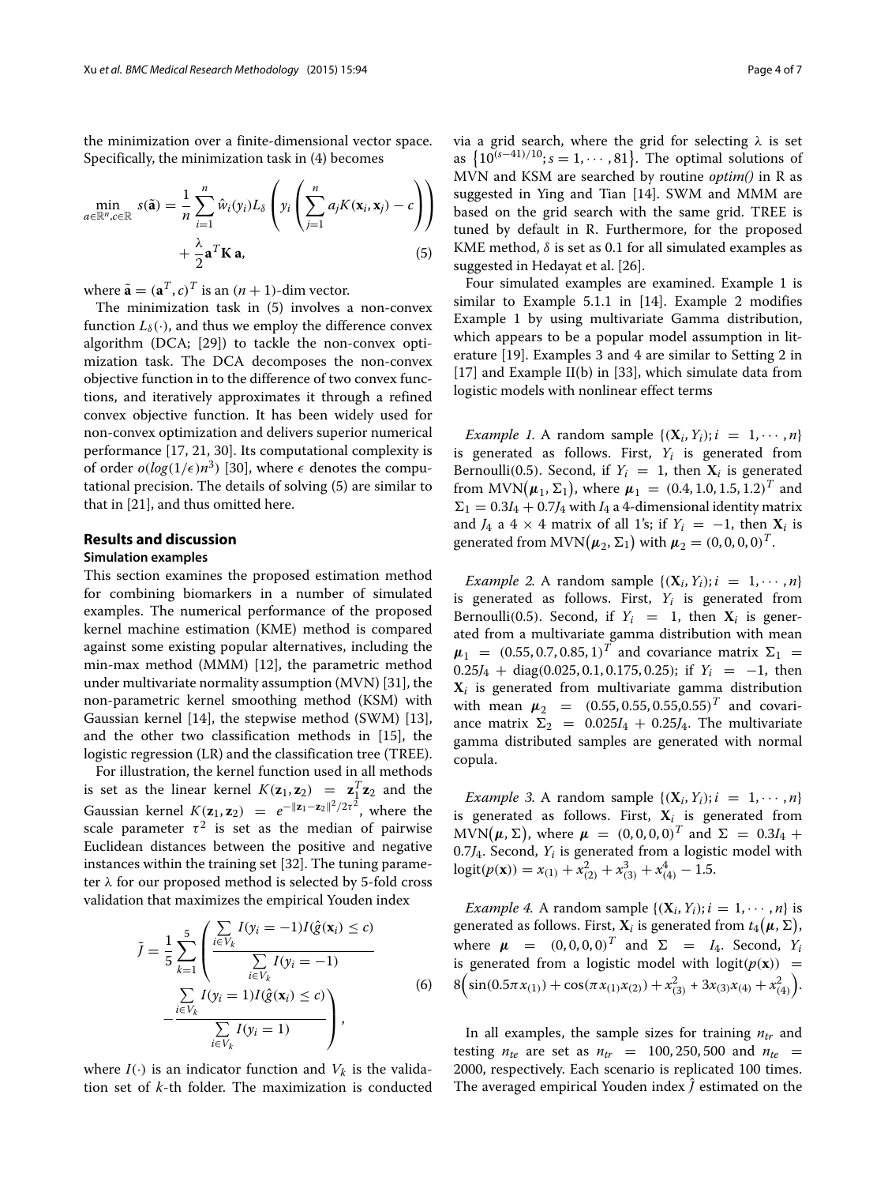the minimization over a finite-dimensional vector space. Specifically, the minimization task in (4) becomes

$$\min_{a\in\mathbb{R}^n, c\in\mathbb{R}} s(\tilde{\mathbf{a}}) = \frac{1}{n}\sum_{i=1}^{n} \hat{w}_i(y_i) L_\delta\left(y_i\left(\sum_{j=1}^{n} a_j K(\mathbf{x}_i, \mathbf{x}_j) - c\right)\right) + \frac{\lambda}{2}\mathbf{a}^T\mathbf{K}\,\mathbf{a}, \tag{5}$$

where $\tilde{\mathbf{a}} = (\mathbf{a}^T, c)^T$ is an $(n+1)$-dim vector.

The minimization task in (5) involves a non-convex function $L_\delta(\cdot)$, and thus we employ the difference convex algorithm (DCA; [29]) to tackle the non-convex optimization task. The DCA decomposes the non-convex objective function in to the difference of two convex functions, and iteratively approximates it through a refined convex objective function. It has been widely used for non-convex optimization and delivers superior numerical performance [17, 21, 30]. Its computational complexity is of order $o(log(1/\epsilon)n^3)$ [30], where $\epsilon$ denotes the computational precision. The details of solving (5) are similar to that in [21], and thus omitted here.

## Results and discussion

### Simulation examples

This section examines the proposed estimation method for combining biomarkers in a number of simulated examples. The numerical performance of the proposed kernel machine estimation (KME) method is compared against some existing popular alternatives, including the min-max method (MMM) [12], the parametric method under multivariate normality assumption (MVN) [31], the non-parametric kernel smoothing method (KSM) with Gaussian kernel [14], the stepwise method (SWM) [13], and the other two classification methods in [15], the logistic regression (LR) and the classification tree (TREE).

For illustration, the kernel function used in all methods is set as the linear kernel $K(\mathbf{z}_1, \mathbf{z}_2) = \mathbf{z}_1^T\mathbf{z}_2$ and the Gaussian kernel $K(\mathbf{z}_1, \mathbf{z}_2) = e^{-\|\mathbf{z}_1 - \mathbf{z}_2\|^2/2\tau^2}$, where the scale parameter $\tau^2$ is set as the median of pairwise Euclidean distances between the positive and negative instances within the training set [32]. The tuning parameter $\lambda$ for our proposed method is selected by 5-fold cross validation that maximizes the empirical Youden index

$$\tilde{J} = \frac{1}{5}\sum_{k=1}^{5}\left(\frac{\sum_{i\in V_k} I(y_i = -1) I(\hat{g}(\mathbf{x}_i) \le c)}{\sum_{i\in V_k} I(y_i = -1)} - \frac{\sum_{i\in V_k} I(y_i = 1) I(\hat{g}(\mathbf{x}_i) \le c)}{\sum_{i\in V_k} I(y_i = 1)}\right), \tag{6}$$

where $I(\cdot)$ is an indicator function and $V_k$ is the validation set of $k$-th folder. The maximization is conducted via a grid search, where the grid for selecting $\lambda$ is set as $\{10^{(s-41)/10}; s = 1, \cdots, 81\}$. The optimal solutions of MVN and KSM are searched by routine *optim()* in R as suggested in Ying and Tian [14]. SWM and MMM are based on the grid search with the same grid. TREE is tuned by default in R. Furthermore, for the proposed KME method, $\delta$ is set as 0.1 for all simulated examples as suggested in Hedayat et al. [26].

Four simulated examples are examined. Example 1 is similar to Example 5.1.1 in [14]. Example 2 modifies Example 1 by using multivariate Gamma distribution, which appears to be a popular model assumption in literature [19]. Examples 3 and 4 are similar to Setting 2 in [17] and Example II(b) in [33], which simulate data from logistic models with nonlinear effect terms

*Example 1.* A random sample $\{(\mathbf{X}_i, Y_i); i = 1, \cdots, n\}$ is generated as follows. First, $Y_i$ is generated from Bernoulli(0.5). Second, if $Y_i = 1$, then $\mathbf{X}_i$ is generated from $\text{MVN}(\boldsymbol{\mu}_1, \Sigma_1)$, where $\boldsymbol{\mu}_1 = (0.4, 1.0, 1.5, 1.2)^T$ and $\Sigma_1 = 0.3I_4 + 0.7J_4$ with $I_4$ a 4-dimensional identity matrix and $J_4$ a $4 \times 4$ matrix of all 1's; if $Y_i = -1$, then $\mathbf{X}_i$ is generated from $\text{MVN}(\boldsymbol{\mu}_2, \Sigma_1)$ with $\boldsymbol{\mu}_2 = (0, 0, 0, 0)^T$.

*Example 2.* A random sample $\{(\mathbf{X}_i, Y_i); i = 1, \cdots, n\}$ is generated as follows. First, $Y_i$ is generated from Bernoulli(0.5). Second, if $Y_i = 1$, then $\mathbf{X}_i$ is generated from a multivariate gamma distribution with mean $\boldsymbol{\mu}_1 = (0.55, 0.7, 0.85, 1)^T$ and covariance matrix $\Sigma_1 = 0.25J_4 + \text{diag}(0.025, 0.1, 0.175, 0.25)$; if $Y_i = -1$, then $\mathbf{X}_i$ is generated from multivariate gamma distribution with mean $\boldsymbol{\mu}_2 = (0.55, 0.55, 0.55, 0.55)^T$ and covariance matrix $\Sigma_2 = 0.025I_4 + 0.25J_4$. The multivariate gamma distributed samples are generated with normal copula.

*Example 3.* A random sample $\{(\mathbf{X}_i, Y_i); i = 1, \cdots, n\}$ is generated as follows. First, $\mathbf{X}_i$ is generated from $\text{MVN}(\boldsymbol{\mu}, \Sigma)$, where $\boldsymbol{\mu} = (0, 0, 0, 0)^T$ and $\Sigma = 0.3I_4 + 0.7J_4$. Second, $Y_i$ is generated from a logistic model with $\text{logit}(p(\mathbf{x})) = x_{(1)} + x_{(2)}^2 + x_{(3)}^3 + x_{(4)}^4 - 1.5$.

*Example 4.* A random sample $\{(\mathbf{X}_i, Y_i); i = 1, \cdots, n\}$ is generated as follows. First, $\mathbf{X}_i$ is generated from $t_4(\boldsymbol{\mu}, \Sigma)$, where $\boldsymbol{\mu} = (0, 0, 0, 0)^T$ and $\Sigma = I_4$. Second, $Y_i$ is generated from a logistic model with $\text{logit}(p(\mathbf{x})) = 8\left(\sin(0.5\pi x_{(1)}) + \cos(\pi x_{(1)} x_{(2)}) + x_{(3)}^2 + 3x_{(3)}x_{(4)} + x_{(4)}^2\right)$.

In all examples, the sample sizes for training $n_{tr}$ and testing $n_{te}$ are set as $n_{tr} = 100, 250, 500$ and $n_{te} = 2000$, respectively. Each scenario is replicated 100 times. The averaged empirical Youden index $\hat{J}$ estimated on the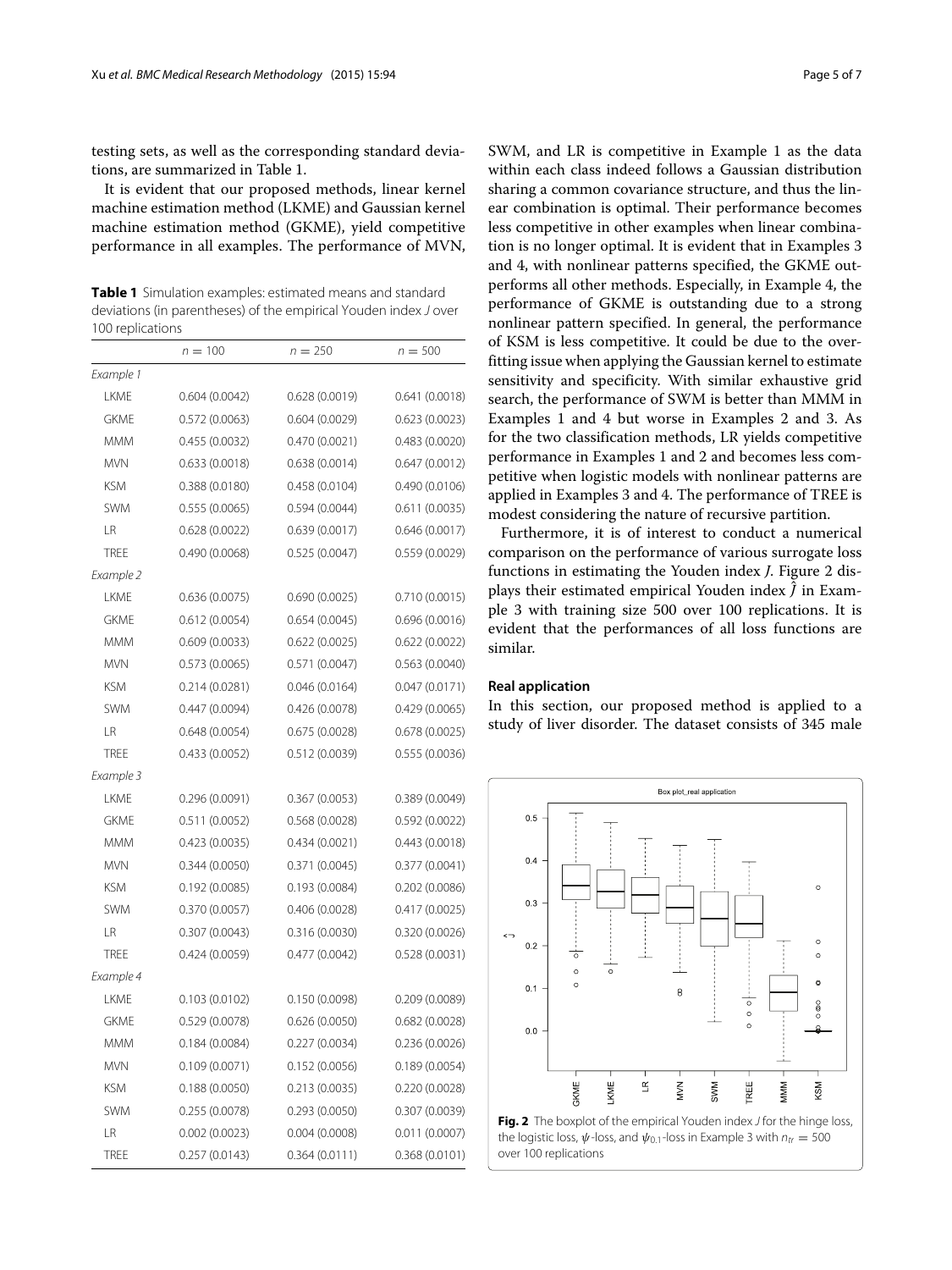testing sets, as well as the corresponding standard deviations, are summarized in Table 1.

It is evident that our proposed methods, linear kernel machine estimation method (LKME) and Gaussian kernel machine estimation method (GKME), yield competitive performance in all examples. The performance of MVN, SWM, and LR is competitive in Example 1 as the data within each class indeed follows a Gaussian distribution sharing a common covariance structure, and thus the linear combination is optimal. Their performance becomes less competitive in other examples when linear combination is no longer optimal. It is evident that in Examples 3 and 4, with nonlinear patterns specified, the GKME outperforms all other methods. Especially, in Example 4, the performance of GKME is outstanding due to a strong nonlinear pattern specified. In general, the performance of KSM is less competitive. It could be due to the overfitting issue when applying the Gaussian kernel to estimate sensitivity and specificity. With similar exhaustive grid search, the performance of SWM is better than MMM in Examples 1 and 4 but worse in Examples 2 and 3. As for the two classification methods, LR yields competitive performance in Examples 1 and 2 and becomes less competitive when logistic models with nonlinear patterns are applied in Examples 3 and 4. The performance of TREE is modest considering the nature of recursive partition.

**Table 1** Simulation examples: estimated means and standard deviations (in parentheses) of the empirical Youden index $J$ over 100 replications

| | $n = 100$ | $n = 250$ | $n = 500$ |
|---|---|---|---|
| *Example 1* | | | |
| LKME | 0.604 (0.0042) | 0.628 (0.0019) | 0.641 (0.0018) |
| GKME | 0.572 (0.0063) | 0.604 (0.0029) | 0.623 (0.0023) |
| MMM | 0.455 (0.0032) | 0.470 (0.0021) | 0.483 (0.0020) |
| MVN | 0.633 (0.0018) | 0.638 (0.0014) | 0.647 (0.0012) |
| KSM | 0.388 (0.0180) | 0.458 (0.0104) | 0.490 (0.0106) |
| SWM | 0.555 (0.0065) | 0.594 (0.0044) | 0.611 (0.0035) |
| LR | 0.628 (0.0022) | 0.639 (0.0017) | 0.646 (0.0017) |
| TREE | 0.490 (0.0068) | 0.525 (0.0047) | 0.559 (0.0029) |
| *Example 2* | | | |
| LKME | 0.636 (0.0075) | 0.690 (0.0025) | 0.710 (0.0015) |
| GKME | 0.612 (0.0054) | 0.654 (0.0045) | 0.696 (0.0016) |
| MMM | 0.609 (0.0033) | 0.622 (0.0025) | 0.622 (0.0022) |
| MVN | 0.573 (0.0065) | 0.571 (0.0047) | 0.563 (0.0040) |
| KSM | 0.214 (0.0281) | 0.046 (0.0164) | 0.047 (0.0171) |
| SWM | 0.447 (0.0094) | 0.426 (0.0078) | 0.429 (0.0065) |
| LR | 0.648 (0.0054) | 0.675 (0.0028) | 0.678 (0.0025) |
| TREE | 0.433 (0.0052) | 0.512 (0.0039) | 0.555 (0.0036) |
| *Example 3* | | | |
| LKME | 0.296 (0.0091) | 0.367 (0.0053) | 0.389 (0.0049) |
| GKME | 0.511 (0.0052) | 0.568 (0.0028) | 0.592 (0.0022) |
| MMM | 0.423 (0.0035) | 0.434 (0.0021) | 0.443 (0.0018) |
| MVN | 0.344 (0.0050) | 0.371 (0.0045) | 0.377 (0.0041) |
| KSM | 0.192 (0.0085) | 0.193 (0.0084) | 0.202 (0.0086) |
| SWM | 0.370 (0.0057) | 0.406 (0.0028) | 0.417 (0.0025) |
| LR | 0.307 (0.0043) | 0.316 (0.0030) | 0.320 (0.0026) |
| TREE | 0.424 (0.0059) | 0.477 (0.0042) | 0.528 (0.0031) |
| *Example 4* | | | |
| LKME | 0.103 (0.0102) | 0.150 (0.0098) | 0.209 (0.0089) |
| GKME | 0.529 (0.0078) | 0.626 (0.0050) | 0.682 (0.0028) |
| MMM | 0.184 (0.0084) | 0.227 (0.0034) | 0.236 (0.0026) |
| MVN | 0.109 (0.0071) | 0.152 (0.0056) | 0.189 (0.0054) |
| KSM | 0.188 (0.0050) | 0.213 (0.0035) | 0.220 (0.0028) |
| SWM | 0.255 (0.0078) | 0.293 (0.0050) | 0.307 (0.0039) |
| LR | 0.002 (0.0023) | 0.004 (0.0008) | 0.011 (0.0007) |
| TREE | 0.257 (0.0143) | 0.364 (0.0111) | 0.368 (0.0101) |

Furthermore, it is of interest to conduct a numerical comparison on the performance of various surrogate loss functions in estimating the Youden index $J$. Figure 2 displays their estimated empirical Youden index $\hat{J}$ in Example 3 with training size 500 over 100 replications. It is evident that the performances of all loss functions are similar.

### Real application

In this section, our proposed method is applied to a study of liver disorder. The dataset consists of 345 male

**Fig. 2** The boxplot of the empirical Youden index $J$ for the hinge loss, the logistic loss, $\psi$-loss, and $\psi_{0.1}$-loss in Example 3 with $n_{tr} = 500$ over 100 replications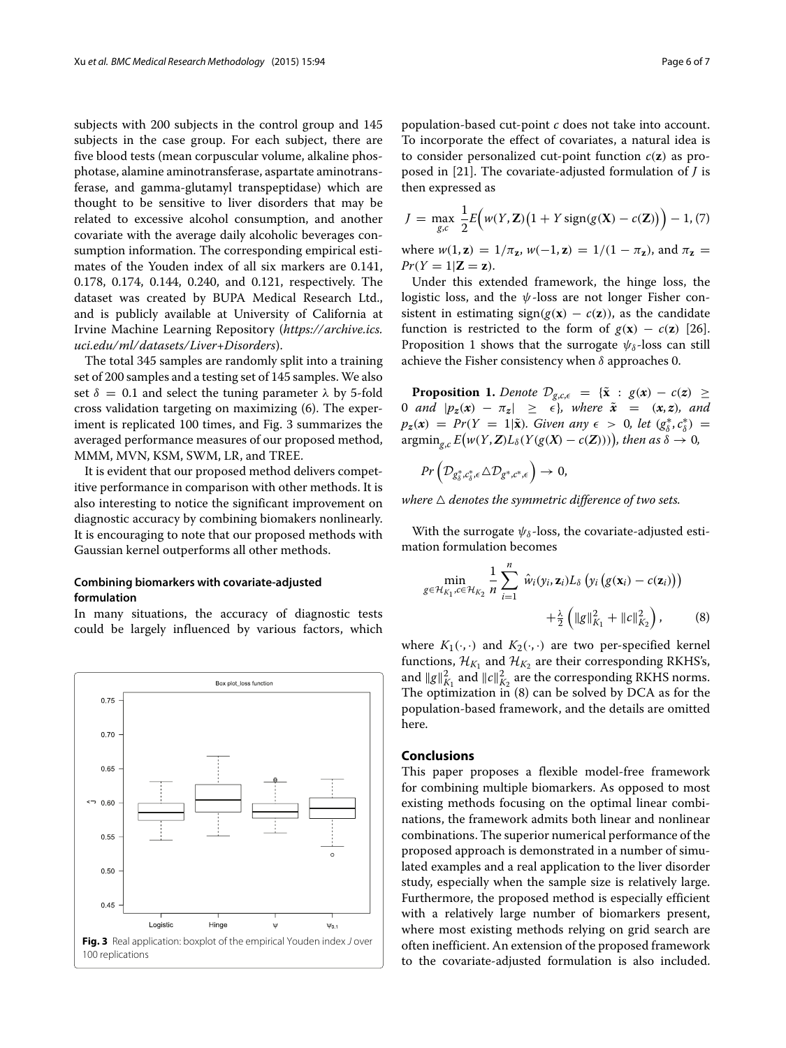subjects with 200 subjects in the control group and 145 subjects in the case group. For each subject, there are five blood tests (mean corpuscular volume, alkaline phosphotase, alamine aminotransferase, aspartate aminotransferase, and gamma-glutamyl transpeptidase) which are thought to be sensitive to liver disorders that may be related to excessive alcohol consumption, and another covariate with the average daily alcoholic beverages consumption information. The corresponding empirical estimates of the Youden index of all six markers are 0.141, 0.178, 0.174, 0.144, 0.240, and 0.121, respectively. The dataset was created by BUPA Medical Research Ltd., and is publicly available at University of California at Irvine Machine Learning Repository (*https://archive.ics.uci.edu/ml/datasets/Liver+Disorders*).

The total 345 samples are randomly split into a training set of 200 samples and a testing set of 145 samples. We also set $\delta = 0.1$ and select the tuning parameter $\lambda$ by 5-fold cross validation targeting on maximizing (6). The experiment is replicated 100 times, and Fig. 3 summarizes the averaged performance measures of our proposed method, MMM, MVN, KSM, SWM, LR, and TREE.

It is evident that our proposed method delivers competitive performance in comparison with other methods. It is also interesting to notice the significant improvement on diagnostic accuracy by combining biomakers nonlinearly. It is encouraging to note that our proposed methods with Gaussian kernel outperforms all other methods.

#### Combining biomarkers with covariate-adjusted formulation

In many situations, the accuracy of diagnostic tests could be largely influenced by various factors, which population-based cut-point $c$ does not take into account. To incorporate the effect of covariates, a natural idea is to consider personalized cut-point function $c(\mathbf{z})$ as proposed in [21]. The covariate-adjusted formulation of $J$ is then expressed as

$$J = \max_{g,c} \frac{1}{2} E\Big( w(Y, \mathbf{Z})\big(1 + Y \operatorname{sign}(g(\mathbf{X}) - c(\mathbf{Z}))\big) \Big) - 1, \quad (7)$$

where $w(1, \mathbf{z}) = 1/\pi_{\mathbf{z}}$, $w(-1, \mathbf{z}) = 1/(1 - \pi_{\mathbf{z}})$, and $\pi_{\mathbf{z}} = Pr(Y = 1|\mathbf{Z} = \mathbf{z})$.

Under this extended framework, the hinge loss, the logistic loss, and the $\psi$-loss are not longer Fisher consistent in estimating $\operatorname{sign}(g(\mathbf{x}) - c(\mathbf{z}))$, as the candidate function is restricted to the form of $g(\mathbf{x}) - c(\mathbf{z})$ [26]. Proposition 1 shows that the surrogate $\psi_\delta$-loss can still achieve the Fisher consistency when $\delta$ approaches 0.

**Proposition 1.** *Denote* $\mathcal{D}_{g,c,\epsilon} = \{\tilde{\mathbf{x}} : g(\boldsymbol{x}) - c(\boldsymbol{z}) \geq 0$ *and* $|p_{\boldsymbol{z}}(\boldsymbol{x}) - \pi_{\boldsymbol{z}}| \geq \epsilon\}$*, where* $\tilde{\boldsymbol{x}} = (\boldsymbol{x}, \boldsymbol{z})$*, and* $p_{\boldsymbol{z}}(\boldsymbol{x}) = Pr(Y = 1|\tilde{\mathbf{x}})$*. Given any* $\epsilon > 0$*, let* $(g_\delta^*, c_\delta^*) = \operatorname{argmin}_{g,c} E\big(w(Y, \boldsymbol{Z})L_\delta(Y(g(\boldsymbol{X}) - c(\boldsymbol{Z})))\big)$*, then as* $\delta \to 0$*,*

$$Pr\left(\mathcal{D}_{g_\delta^*, c_\delta^*, \epsilon} \triangle \mathcal{D}_{g^*, c^*, \epsilon}\right) \to 0,$$

*where* $\triangle$ *denotes the symmetric difference of two sets.*

With the surrogate $\psi_\delta$-loss, the covariate-adjusted estimation formulation becomes

$$\min_{g \in \mathcal{H}_{K_1}, c \in \mathcal{H}_{K_2}} \frac{1}{n} \sum_{i=1}^{n} \hat{w}_i(y_i, \mathbf{z}_i) L_\delta\left(y_i\left(g(\mathbf{x}_i) - c(\mathbf{z}_i)\right)\right) + \frac{\lambda}{2}\left(\|g\|_{K_1}^2 + \|c\|_{K_2}^2\right), \quad (8)$$

where $K_1(\cdot,\cdot)$ and $K_2(\cdot,\cdot)$ are two per-specified kernel functions, $\mathcal{H}_{K_1}$ and $\mathcal{H}_{K_2}$ are their corresponding RKHS's, and $\|g\|_{K_1}^2$ and $\|c\|_{K_2}^2$ are the corresponding RKHS norms. The optimization in (8) can be solved by DCA as for the population-based framework, and the details are omitted here.

**Fig. 3** Real application: boxplot of the empirical Youden index $J$ over 100 replications

## Conclusions

This paper proposes a flexible model-free framework for combining multiple biomarkers. As opposed to most existing methods focusing on the optimal linear combinations, the framework admits both linear and nonlinear combinations. The superior numerical performance of the proposed approach is demonstrated in a number of simulated examples and a real application to the liver disorder study, especially when the sample size is relatively large. Furthermore, the proposed method is especially efficient with a relatively large number of biomarkers present, where most existing methods relying on grid search are often inefficient. An extension of the proposed framework to the covariate-adjusted formulation is also included.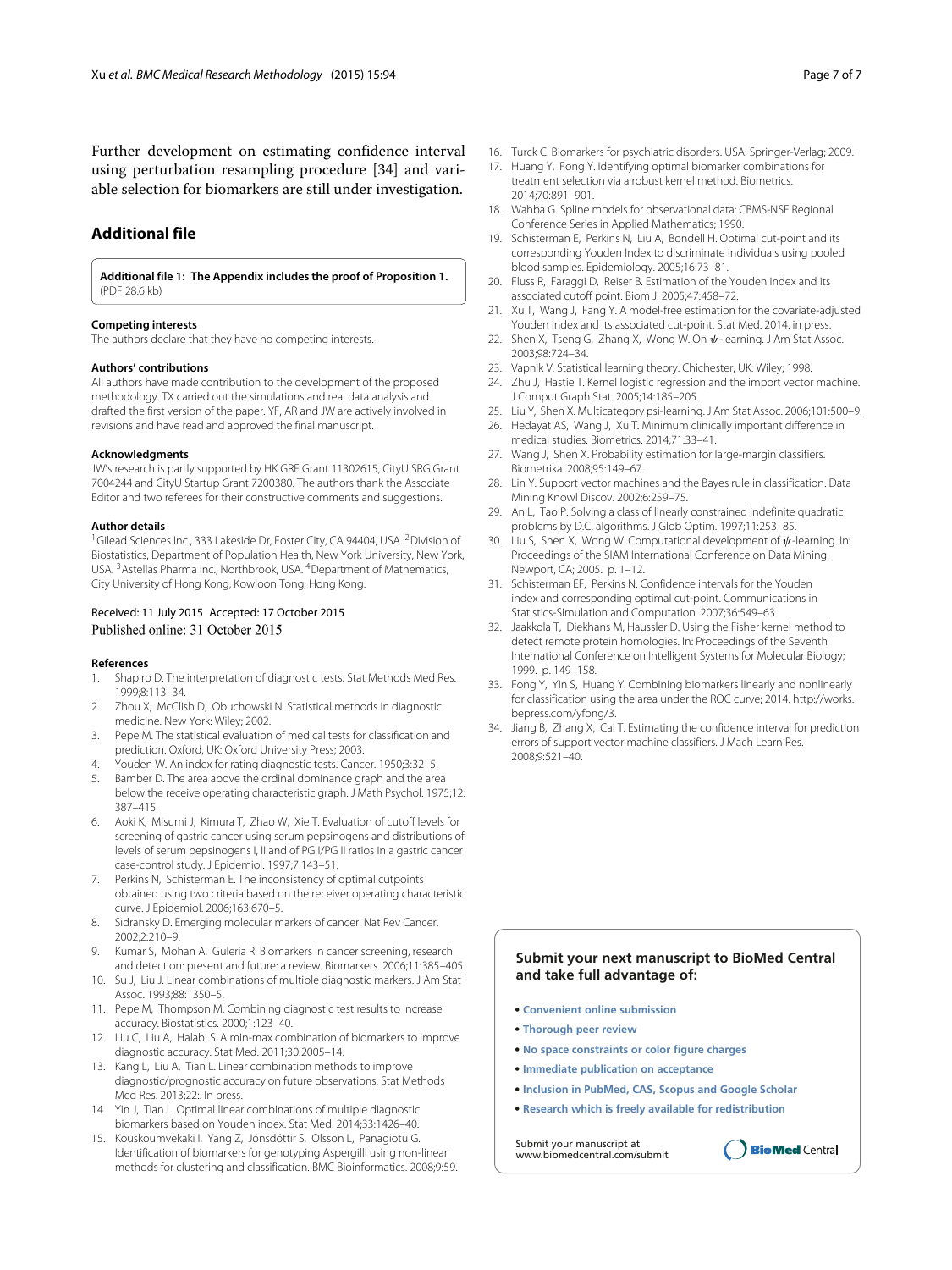Further development on estimating confidence interval using perturbation resampling procedure [34] and variable selection for biomarkers are still under investigation.

## Additional file

**Additional file 1: The Appendix includes the proof of Proposition 1.** (PDF 28.6 kb)

#### Competing interests

The authors declare that they have no competing interests.

#### Authors' contributions

All authors have made contribution to the development of the proposed methodology. TX carried out the simulations and real data analysis and drafted the first version of the paper. YF, AR and JW are actively involved in revisions and have read and approved the final manuscript.

#### Acknowledgments

JW's research is partly supported by HK GRF Grant 11302615, CityU SRG Grant 7004244 and CityU Startup Grant 7200380. The authors thank the Associate Editor and two referees for their constructive comments and suggestions.

#### Author details

[1]Gilead Sciences Inc., 333 Lakeside Dr, Foster City, CA 94404, USA. [2]Division of Biostatistics, Department of Population Health, New York University, New York, USA. [3]Astellas Pharma Inc., Northbrook, USA. [4]Department of Mathematics, City University of Hong Kong, Kowloon Tong, Hong Kong.

Received: 11 July 2015 Accepted: 17 October 2015
Published online: 31 October 2015

#### References

1. Shapiro D. The interpretation of diagnostic tests. Stat Methods Med Res. 1999;8:113–34.
2. Zhou X, McClish D, Obuchowski N. Statistical methods in diagnostic medicine. New York: Wiley; 2002.
3. Pepe M. The statistical evaluation of medical tests for classification and prediction. Oxford, UK: Oxford University Press; 2003.
4. Youden W. An index for rating diagnostic tests. Cancer. 1950;3:32–5.
5. Bamber D. The area above the ordinal dominance graph and the area below the receive operating characteristic graph. J Math Psychol. 1975;12: 387–415.
6. Aoki K, Misumi J, Kimura T, Zhao W, Xie T. Evaluation of cutoff levels for screening of gastric cancer using serum pepsinogens and distributions of levels of serum pepsinogens I, II and of PG I/PG II ratios in a gastric cancer case-control study. J Epidemiol. 1997;7:143–51.
7. Perkins N, Schisterman E. The inconsistency of optimal cutpoints obtained using two criteria based on the receiver operating characteristic curve. J Epidemiol. 2006;163:670–5.
8. Sidransky D. Emerging molecular markers of cancer. Nat Rev Cancer. 2002;2:210–9.
9. Kumar S, Mohan A, Guleria R. Biomarkers in cancer screening, research and detection: present and future: a review. Biomarkers. 2006;11:385–405.
10. Su J, Liu J. Linear combinations of multiple diagnostic markers. J Am Stat Assoc. 1993;88:1350–5.
11. Pepe M, Thompson M. Combining diagnostic test results to increase accuracy. Biostatistics. 2000;1:123–40.
12. Liu C, Liu A, Halabi S. A min-max combination of biomarkers to improve diagnostic accuracy. Stat Med. 2011;30:2005–14.
13. Kang L, Liu A, Tian L. Linear combination methods to improve diagnostic/prognostic accuracy on future observations. Stat Methods Med Res. 2013;22:. In press.
14. Yin J, Tian L. Optimal linear combinations of multiple diagnostic biomarkers based on Youden index. Stat Med. 2014;33:1426–40.
15. Kouskoumvekaki I, Yang Z, Jónsdóttir S, Olsson L, Panagiotu G. Identification of biomarkers for genotyping Aspergilli using non-linear methods for clustering and classification. BMC Bioinformatics. 2008;9:59.
16. Turck C. Biomarkers for psychiatric disorders. USA: Springer-Verlag; 2009.
17. Huang Y, Fong Y. Identifying optimal biomarker combinations for treatment selection via a robust kernel method. Biometrics. 2014;70:891–901.
18. Wahba G. Spline models for observational data: CBMS-NSF Regional Conference Series in Applied Mathematics; 1990.
19. Schisterman E, Perkins N, Liu A, Bondell H. Optimal cut-point and its corresponding Youden Index to discriminate individuals using pooled blood samples. Epidemiology. 2005;16:73–81.
20. Fluss R, Faraggi D, Reiser B. Estimation of the Youden index and its associated cutoff point. Biom J. 2005;47:458–72.
21. Xu T, Wang J, Fang Y. A model-free estimation for the covariate-adjusted Youden index and its associated cut-point. Stat Med. 2014. in press.
22. Shen X, Tseng G, Zhang X, Wong W. On $\psi$-learning. J Am Stat Assoc. 2003;98:724–34.
23. Vapnik V. Statistical learning theory. Chichester, UK: Wiley; 1998.
24. Zhu J, Hastie T. Kernel logistic regression and the import vector machine. J Comput Graph Stat. 2005;14:185–205.
25. Liu Y, Shen X. Multicategory psi-learning. J Am Stat Assoc. 2006;101:500–9.
26. Hedayat AS, Wang J, Xu T. Minimum clinically important difference in medical studies. Biometrics. 2014;71:33–41.
27. Wang J, Shen X. Probability estimation for large-margin classifiers. Biometrika. 2008;95:149–67.
28. Lin Y. Support vector machines and the Bayes rule in classification. Data Mining Knowl Discov. 2002;6:259–75.
29. An L, Tao P. Solving a class of linearly constrained indefinite quadratic problems by D.C. algorithms. J Glob Optim. 1997;11:253–85.
30. Liu S, Shen X, Wong W. Computational development of $\psi$-learning. In: Proceedings of the SIAM International Conference on Data Mining. Newport, CA; 2005. p. 1–12.
31. Schisterman EF, Perkins N. Confidence intervals for the Youden index and corresponding optimal cut-point. Communications in Statistics-Simulation and Computation. 2007;36:549–63.
32. Jaakkola T, Diekhans M, Haussler D. Using the Fisher kernel method to detect remote protein homologies. In: Proceedings of the Seventh International Conference on Intelligent Systems for Molecular Biology; 1999. p. 149–158.
33. Fong Y, Yin S, Huang Y. Combining biomarkers linearly and nonlinearly for classification using the area under the ROC curve; 2014. http://works.bepress.com/yfong/3.
34. Jiang B, Zhang X, Cai T. Estimating the confidence interval for prediction errors of support vector machine classifiers. J Mach Learn Res. 2008;9:521–40.

**Submit your next manuscript to BioMed Central and take full advantage of:**

- Convenient online submission
- Thorough peer review
- No space constraints or color figure charges
- Immediate publication on acceptance
- Inclusion in PubMed, CAS, Scopus and Google Scholar
- Research which is freely available for redistribution

Submit your manuscript at www.biomedcentral.com/submit

BioMed Central